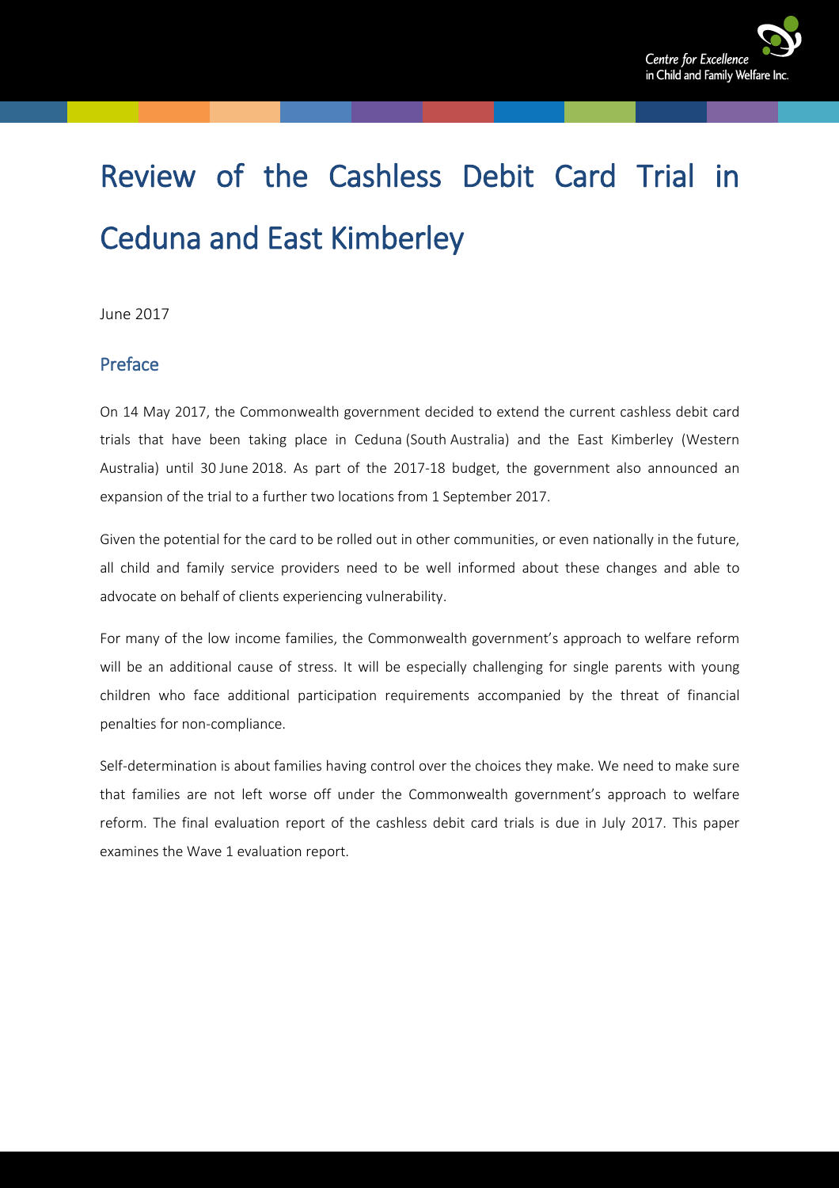# Review of the Cashless Debit Card Trial in Ceduna and East Kimberley

June 2017

## Preface

On 14 May 2017, the Commonwealth government decided to extend the current cashless debit card trials that have been taking place in Ceduna (South Australia) and the East Kimberley (Western Australia) until 30 June 2018. As part of the 2017-18 budget, the government also announced an expansion of the trial to a further two locations from 1 September 2017.

Given the potential for the card to be rolled out in other communities, or even nationally in the future, all child and family service providers need to be well informed about these changes and able to advocate on behalf of clients experiencing vulnerability.

For many of the low income families, the Commonwealth government's approach to welfare reform will be an additional cause of stress. It will be especially challenging for single parents with young children who face additional participation requirements accompanied by the threat of financial penalties for non-compliance.

Self-determination is about families having control over the choices they make. We need to make sure that families are not left worse off under the Commonwealth government's approach to welfare reform. The final evaluation report of the cashless debit card trials is due in July 2017. This paper examines the Wave 1 evaluation report.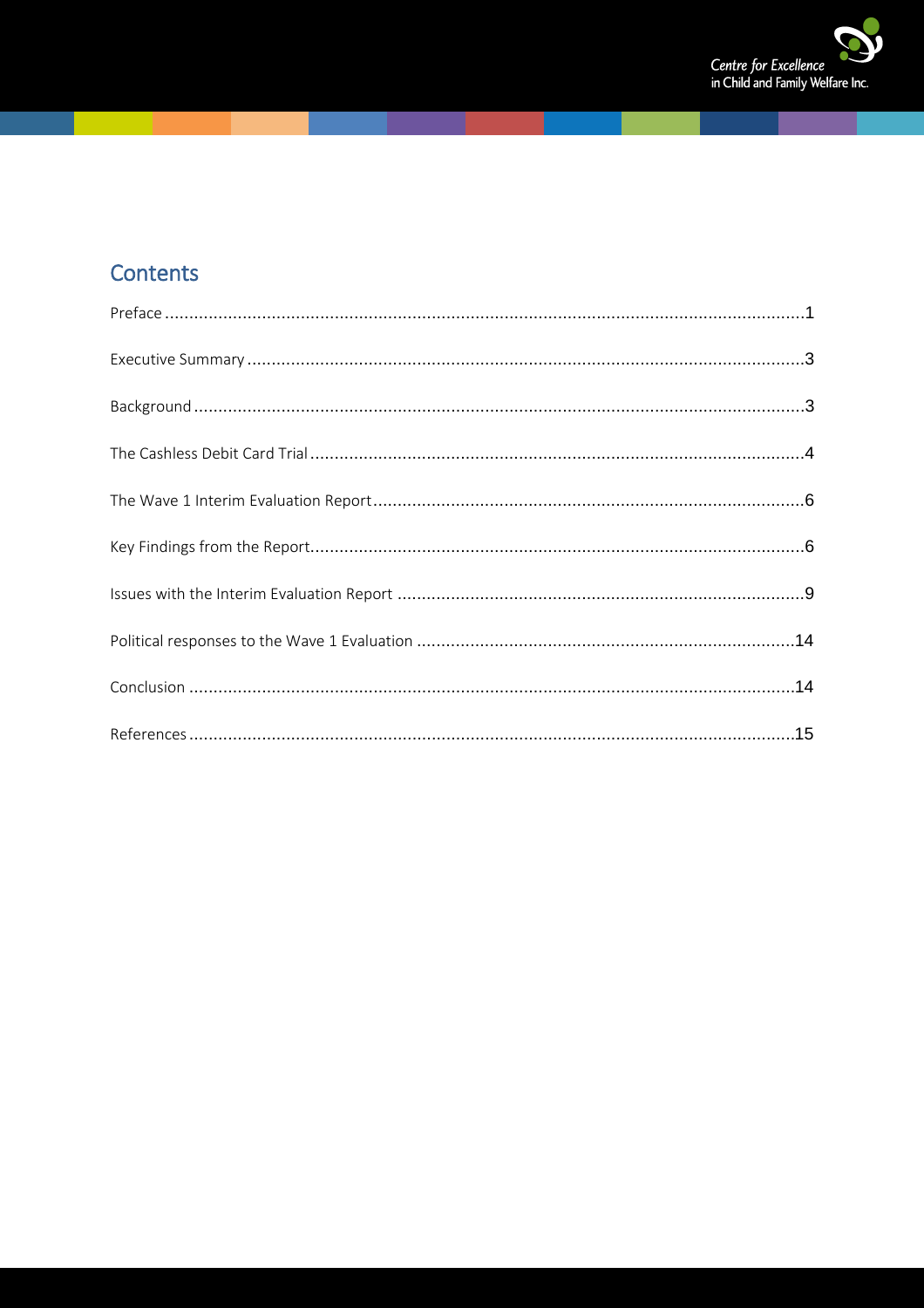## Contents

Preface ....................................................................................................................................1

Executive Summary ..................................................................................................................3

Background .............................................................................................................................3

The Cashless Debit Card Trial ...................................................................................................4

The Wave 1 Interim Evaluation Report ........................................................................................6

Key Findings from the Report .....................................................................................................6

Issues with the Interim Evaluation Report ....................................................................................9

Political responses to the Wave 1 Evaluation ..............................................................................14

Conclusion ............................................................................................................................14

References ............................................................................................................................15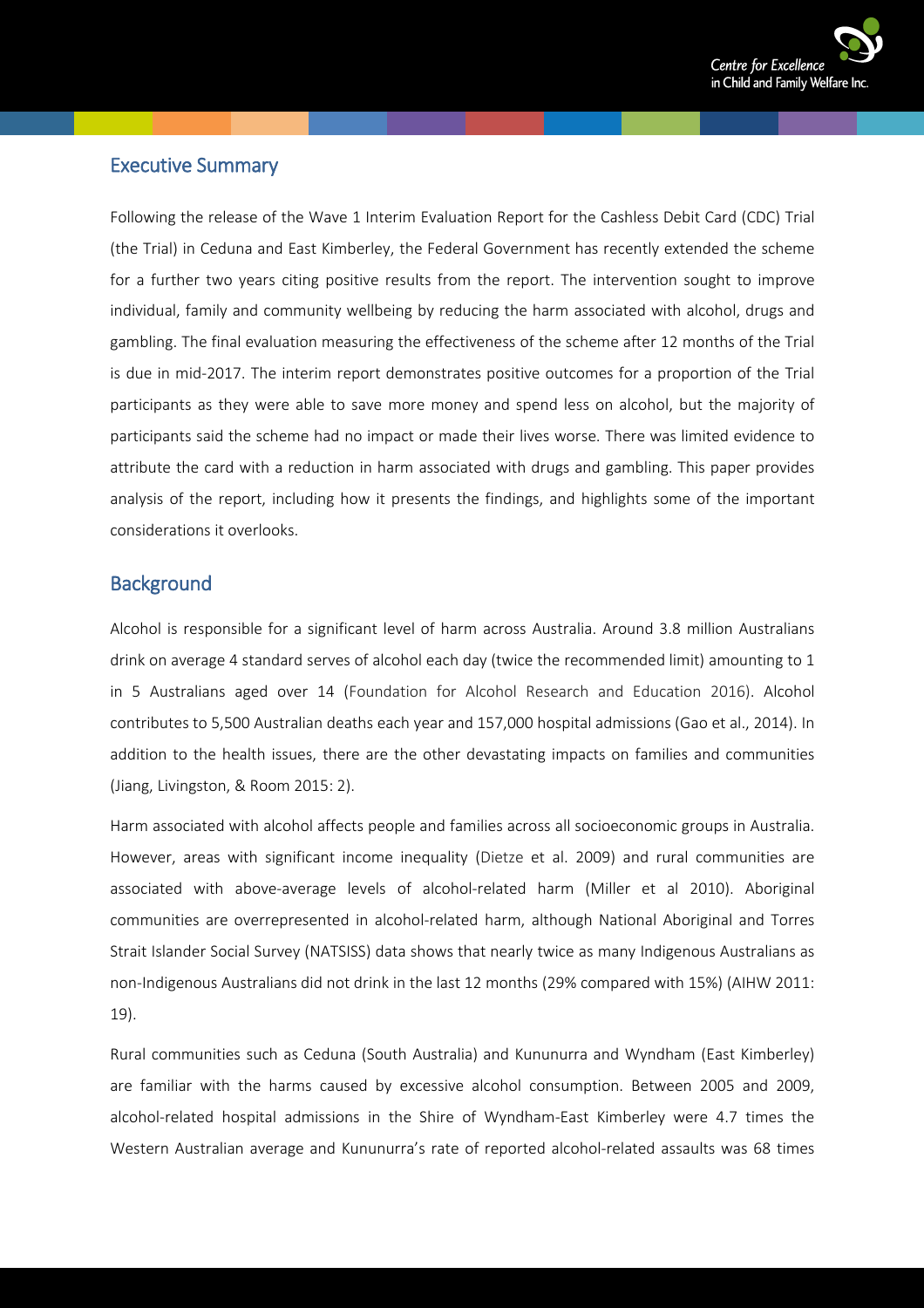## Executive Summary

Following the release of the Wave 1 Interim Evaluation Report for the Cashless Debit Card (CDC) Trial (the Trial) in Ceduna and East Kimberley, the Federal Government has recently extended the scheme for a further two years citing positive results from the report. The intervention sought to improve individual, family and community wellbeing by reducing the harm associated with alcohol, drugs and gambling. The final evaluation measuring the effectiveness of the scheme after 12 months of the Trial is due in mid-2017. The interim report demonstrates positive outcomes for a proportion of the Trial participants as they were able to save more money and spend less on alcohol, but the majority of participants said the scheme had no impact or made their lives worse. There was limited evidence to attribute the card with a reduction in harm associated with drugs and gambling. This paper provides analysis of the report, including how it presents the findings, and highlights some of the important considerations it overlooks.

## Background

Alcohol is responsible for a significant level of harm across Australia. Around 3.8 million Australians drink on average 4 standard serves of alcohol each day (twice the recommended limit) amounting to 1 in 5 Australians aged over 14 (Foundation for Alcohol Research and Education 2016). Alcohol contributes to 5,500 Australian deaths each year and 157,000 hospital admissions (Gao et al., 2014). In addition to the health issues, there are the other devastating impacts on families and communities (Jiang, Livingston, & Room 2015: 2).

Harm associated with alcohol affects people and families across all socioeconomic groups in Australia. However, areas with significant income inequality (Dietze et al. 2009) and rural communities are associated with above-average levels of alcohol-related harm (Miller et al 2010). Aboriginal communities are overrepresented in alcohol-related harm, although National Aboriginal and Torres Strait Islander Social Survey (NATSISS) data shows that nearly twice as many Indigenous Australians as non-Indigenous Australians did not drink in the last 12 months (29% compared with 15%) (AIHW 2011: 19).

Rural communities such as Ceduna (South Australia) and Kununurra and Wyndham (East Kimberley) are familiar with the harms caused by excessive alcohol consumption. Between 2005 and 2009, alcohol-related hospital admissions in the Shire of Wyndham-East Kimberley were 4.7 times the Western Australian average and Kununurra's rate of reported alcohol-related assaults was 68 times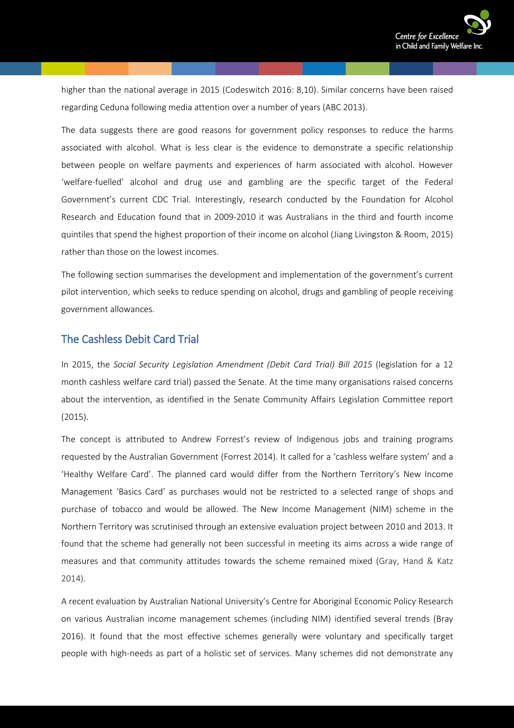higher than the national average in 2015 (Codeswitch 2016: 8,10). Similar concerns have been raised regarding Ceduna following media attention over a number of years (ABC 2013).

The data suggests there are good reasons for government policy responses to reduce the harms associated with alcohol. What is less clear is the evidence to demonstrate a specific relationship between people on welfare payments and experiences of harm associated with alcohol. However 'welfare-fuelled' alcohol and drug use and gambling are the specific target of the Federal Government's current CDC Trial. Interestingly, research conducted by the Foundation for Alcohol Research and Education found that in 2009-2010 it was Australians in the third and fourth income quintiles that spend the highest proportion of their income on alcohol (Jiang Livingston & Room, 2015) rather than those on the lowest incomes.

The following section summarises the development and implementation of the government's current pilot intervention, which seeks to reduce spending on alcohol, drugs and gambling of people receiving government allowances.

## The Cashless Debit Card Trial

In 2015, the *Social Security Legislation Amendment (Debit Card Trial) Bill 2015* (legislation for a 12 month cashless welfare card trial) passed the Senate. At the time many organisations raised concerns about the intervention, as identified in the Senate Community Affairs Legislation Committee report (2015).

The concept is attributed to Andrew Forrest's review of Indigenous jobs and training programs requested by the Australian Government (Forrest 2014). It called for a 'cashless welfare system' and a 'Healthy Welfare Card'. The planned card would differ from the Northern Territory's New Income Management 'Basics Card' as purchases would not be restricted to a selected range of shops and purchase of tobacco and would be allowed. The New Income Management (NIM) scheme in the Northern Territory was scrutinised through an extensive evaluation project between 2010 and 2013. It found that the scheme had generally not been successful in meeting its aims across a wide range of measures and that community attitudes towards the scheme remained mixed (Gray, Hand & Katz 2014).

A recent evaluation by Australian National University's Centre for Aboriginal Economic Policy Research on various Australian income management schemes (including NIM) identified several trends (Bray 2016). It found that the most effective schemes generally were voluntary and specifically target people with high-needs as part of a holistic set of services. Many schemes did not demonstrate any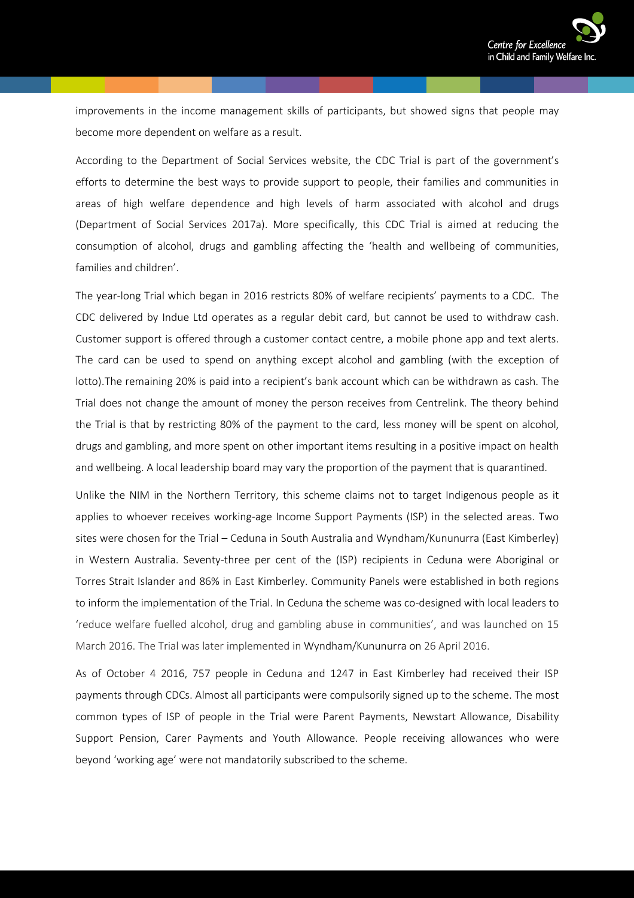improvements in the income management skills of participants, but showed signs that people may become more dependent on welfare as a result.

According to the Department of Social Services website, the CDC Trial is part of the government's efforts to determine the best ways to provide support to people, their families and communities in areas of high welfare dependence and high levels of harm associated with alcohol and drugs (Department of Social Services 2017a). More specifically, this CDC Trial is aimed at reducing the consumption of alcohol, drugs and gambling affecting the 'health and wellbeing of communities, families and children'.

The year-long Trial which began in 2016 restricts 80% of welfare recipients' payments to a CDC. The CDC delivered by Indue Ltd operates as a regular debit card, but cannot be used to withdraw cash. Customer support is offered through a customer contact centre, a mobile phone app and text alerts. The card can be used to spend on anything except alcohol and gambling (with the exception of lotto).The remaining 20% is paid into a recipient's bank account which can be withdrawn as cash. The Trial does not change the amount of money the person receives from Centrelink. The theory behind the Trial is that by restricting 80% of the payment to the card, less money will be spent on alcohol, drugs and gambling, and more spent on other important items resulting in a positive impact on health and wellbeing. A local leadership board may vary the proportion of the payment that is quarantined.

Unlike the NIM in the Northern Territory, this scheme claims not to target Indigenous people as it applies to whoever receives working-age Income Support Payments (ISP) in the selected areas. Two sites were chosen for the Trial – Ceduna in South Australia and Wyndham/Kununurra (East Kimberley) in Western Australia. Seventy-three per cent of the (ISP) recipients in Ceduna were Aboriginal or Torres Strait Islander and 86% in East Kimberley. Community Panels were established in both regions to inform the implementation of the Trial. In Ceduna the scheme was co-designed with local leaders to 'reduce welfare fuelled alcohol, drug and gambling abuse in communities', and was launched on 15 March 2016. The Trial was later implemented in Wyndham/Kununurra on 26 April 2016.

As of October 4 2016, 757 people in Ceduna and 1247 in East Kimberley had received their ISP payments through CDCs. Almost all participants were compulsorily signed up to the scheme. The most common types of ISP of people in the Trial were Parent Payments, Newstart Allowance, Disability Support Pension, Carer Payments and Youth Allowance. People receiving allowances who were beyond 'working age' were not mandatorily subscribed to the scheme.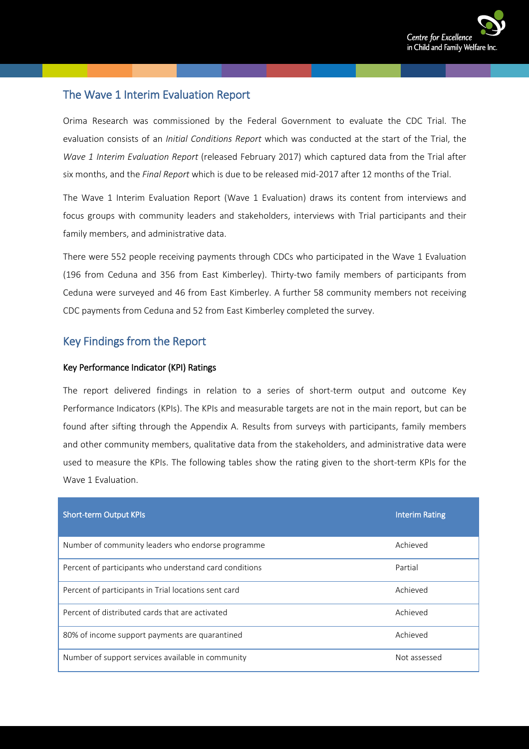## The Wave 1 Interim Evaluation Report

Orima Research was commissioned by the Federal Government to evaluate the CDC Trial. The evaluation consists of an *Initial Conditions Report* which was conducted at the start of the Trial, the *Wave 1 Interim Evaluation Report* (released February 2017) which captured data from the Trial after six months, and the *Final Report* which is due to be released mid-2017 after 12 months of the Trial.

The Wave 1 Interim Evaluation Report (Wave 1 Evaluation) draws its content from interviews and focus groups with community leaders and stakeholders, interviews with Trial participants and their family members, and administrative data.

There were 552 people receiving payments through CDCs who participated in the Wave 1 Evaluation (196 from Ceduna and 356 from East Kimberley). Thirty-two family members of participants from Ceduna were surveyed and 46 from East Kimberley. A further 58 community members not receiving CDC payments from Ceduna and 52 from East Kimberley completed the survey.

## Key Findings from the Report

### Key Performance Indicator (KPI) Ratings

The report delivered findings in relation to a series of short-term output and outcome Key Performance Indicators (KPIs). The KPIs and measurable targets are not in the main report, but can be found after sifting through the Appendix A. Results from surveys with participants, family members and other community members, qualitative data from the stakeholders, and administrative data were used to measure the KPIs. The following tables show the rating given to the short-term KPIs for the Wave 1 Evaluation.

| Short-term Output KPIs | Interim Rating |
|---|---|
| Number of community leaders who endorse programme | Achieved |
| Percent of participants who understand card conditions | Partial |
| Percent of participants in Trial locations sent card | Achieved |
| Percent of distributed cards that are activated | Achieved |
| 80% of income support payments are quarantined | Achieved |
| Number of support services available in community | Not assessed |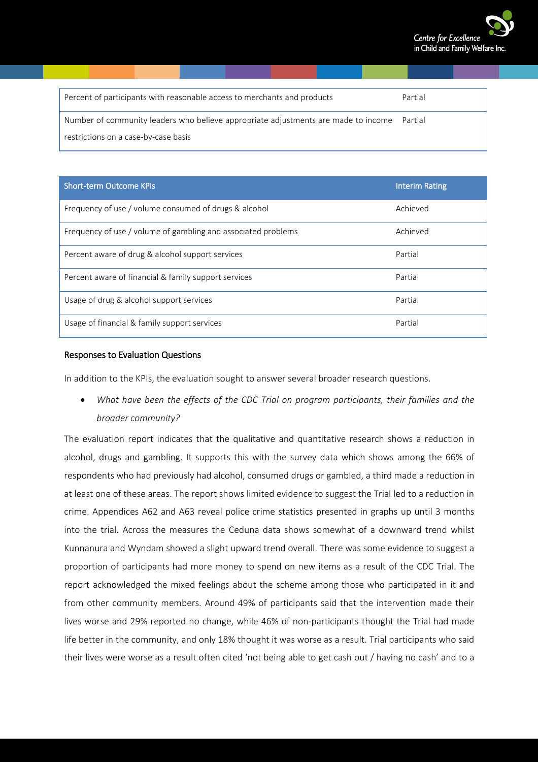| | |
|---|---|
| Percent of participants with reasonable access to merchants and products | Partial |
| Number of community leaders who believe appropriate adjustments are made to income restrictions on a case-by-case basis | Partial |

| Short-term Outcome KPIs | Interim Rating |
|---|---|
| Frequency of use / volume consumed of drugs & alcohol | Achieved |
| Frequency of use / volume of gambling and associated problems | Achieved |
| Percent aware of drug & alcohol support services | Partial |
| Percent aware of financial & family support services | Partial |
| Usage of drug & alcohol support services | Partial |
| Usage of financial & family support services | Partial |

### Responses to Evaluation Questions

In addition to the KPIs, the evaluation sought to answer several broader research questions.

- *What have been the effects of the CDC Trial on program participants, their families and the broader community?*

The evaluation report indicates that the qualitative and quantitative research shows a reduction in alcohol, drugs and gambling. It supports this with the survey data which shows among the 66% of respondents who had previously had alcohol, consumed drugs or gambled, a third made a reduction in at least one of these areas. The report shows limited evidence to suggest the Trial led to a reduction in crime. Appendices A62 and A63 reveal police crime statistics presented in graphs up until 3 months into the trial. Across the measures the Ceduna data shows somewhat of a downward trend whilst Kunnanura and Wyndam showed a slight upward trend overall. There was some evidence to suggest a proportion of participants had more money to spend on new items as a result of the CDC Trial. The report acknowledged the mixed feelings about the scheme among those who participated in it and from other community members. Around 49% of participants said that the intervention made their lives worse and 29% reported no change, while 46% of non-participants thought the Trial had made life better in the community, and only 18% thought it was worse as a result. Trial participants who said their lives were worse as a result often cited 'not being able to get cash out / having no cash' and to a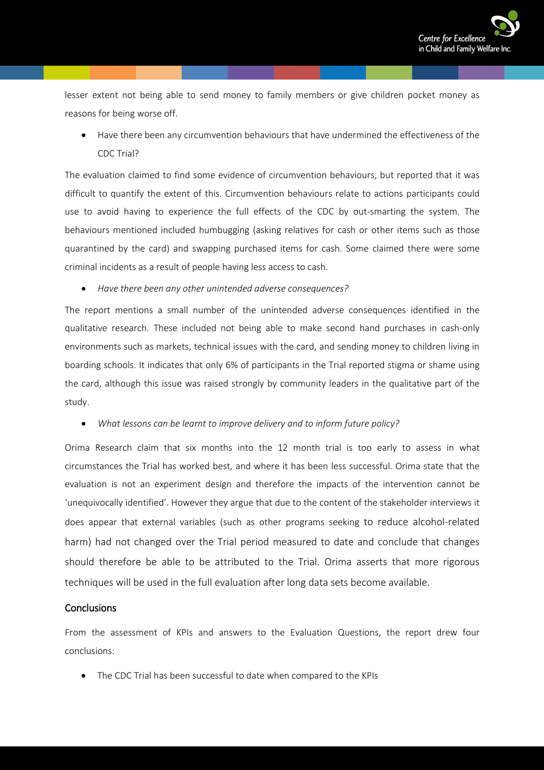lesser extent not being able to send money to family members or give children pocket money as reasons for being worse off.

- Have there been any circumvention behaviours that have undermined the effectiveness of the CDC Trial?

The evaluation claimed to find some evidence of circumvention behaviours, but reported that it was difficult to quantify the extent of this. Circumvention behaviours relate to actions participants could use to avoid having to experience the full effects of the CDC by out-smarting the system. The behaviours mentioned included humbugging (asking relatives for cash or other items such as those quarantined by the card) and swapping purchased items for cash. Some claimed there were some criminal incidents as a result of people having less access to cash.

- *Have there been any other unintended adverse consequences?*

The report mentions a small number of the unintended adverse consequences identified in the qualitative research. These included not being able to make second hand purchases in cash-only environments such as markets, technical issues with the card, and sending money to children living in boarding schools. It indicates that only 6% of participants in the Trial reported stigma or shame using the card, although this issue was raised strongly by community leaders in the qualitative part of the study.

- *What lessons can be learnt to improve delivery and to inform future policy?*

Orima Research claim that six months into the 12 month trial is too early to assess in what circumstances the Trial has worked best, and where it has been less successful. Orima state that the evaluation is not an experiment design and therefore the impacts of the intervention cannot be 'unequivocally identified'. However they argue that due to the content of the stakeholder interviews it does appear that external variables (such as other programs seeking to reduce alcohol-related harm) had not changed over the Trial period measured to date and conclude that changes should therefore be able to be attributed to the Trial. Orima asserts that more rigorous techniques will be used in the full evaluation after long data sets become available.

## Conclusions

From the assessment of KPIs and answers to the Evaluation Questions, the report drew four conclusions:

- The CDC Trial has been successful to date when compared to the KPIs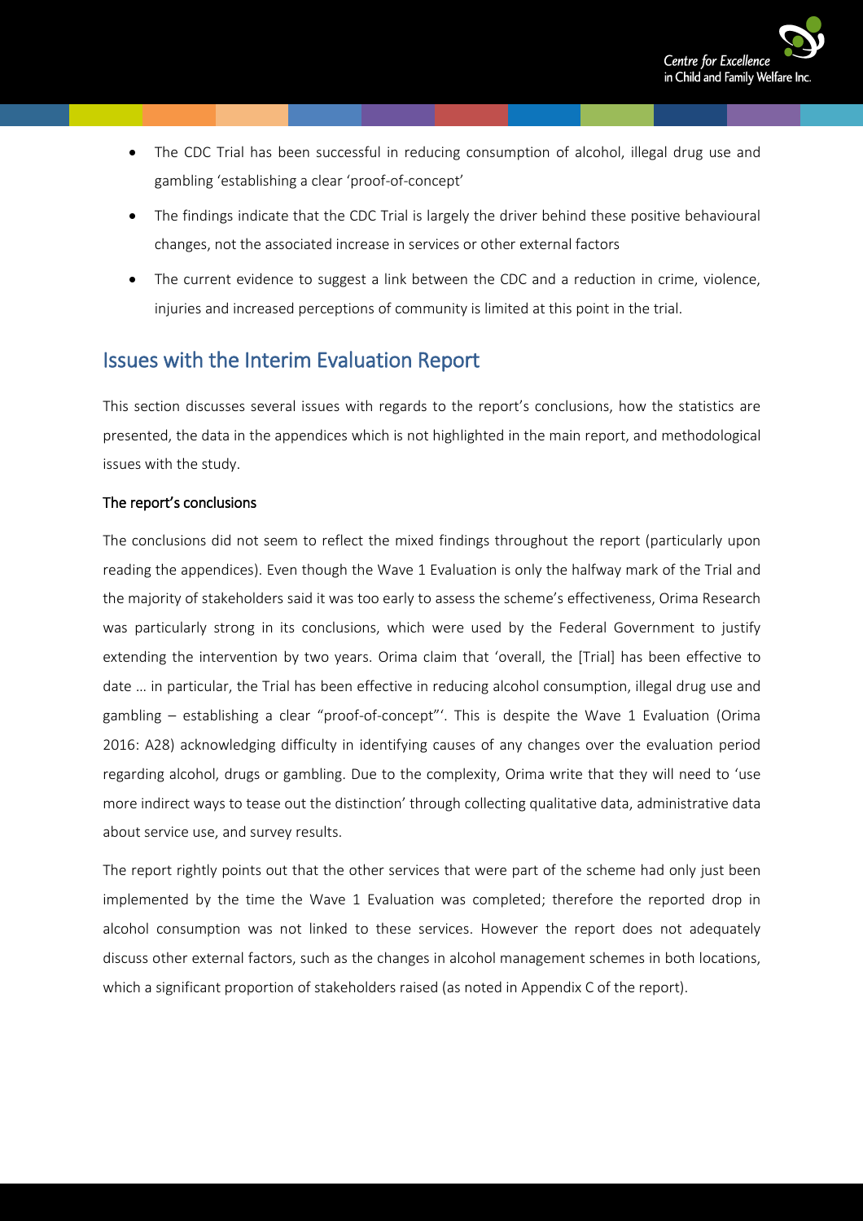- The CDC Trial has been successful in reducing consumption of alcohol, illegal drug use and gambling 'establishing a clear 'proof-of-concept'
- The findings indicate that the CDC Trial is largely the driver behind these positive behavioural changes, not the associated increase in services or other external factors
- The current evidence to suggest a link between the CDC and a reduction in crime, violence, injuries and increased perceptions of community is limited at this point in the trial.

## Issues with the Interim Evaluation Report

This section discusses several issues with regards to the report's conclusions, how the statistics are presented, the data in the appendices which is not highlighted in the main report, and methodological issues with the study.

### The report's conclusions

The conclusions did not seem to reflect the mixed findings throughout the report (particularly upon reading the appendices). Even though the Wave 1 Evaluation is only the halfway mark of the Trial and the majority of stakeholders said it was too early to assess the scheme's effectiveness, Orima Research was particularly strong in its conclusions, which were used by the Federal Government to justify extending the intervention by two years. Orima claim that 'overall, the [Trial] has been effective to date … in particular, the Trial has been effective in reducing alcohol consumption, illegal drug use and gambling – establishing a clear "proof-of-concept"'. This is despite the Wave 1 Evaluation (Orima 2016: A28) acknowledging difficulty in identifying causes of any changes over the evaluation period regarding alcohol, drugs or gambling. Due to the complexity, Orima write that they will need to 'use more indirect ways to tease out the distinction' through collecting qualitative data, administrative data about service use, and survey results.

The report rightly points out that the other services that were part of the scheme had only just been implemented by the time the Wave 1 Evaluation was completed; therefore the reported drop in alcohol consumption was not linked to these services. However the report does not adequately discuss other external factors, such as the changes in alcohol management schemes in both locations, which a significant proportion of stakeholders raised (as noted in Appendix C of the report).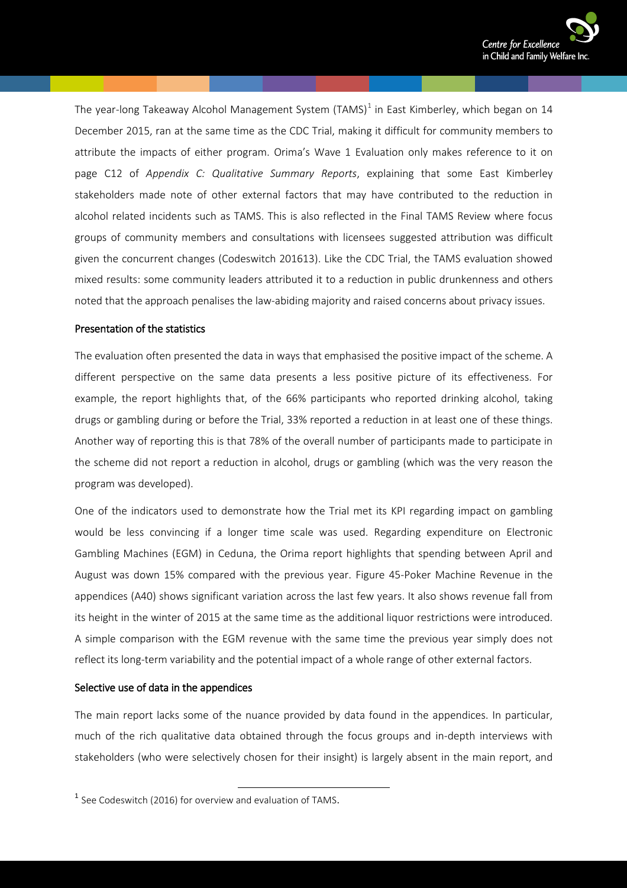The year-long Takeaway Alcohol Management System (TAMS)[1] in East Kimberley, which began on 14 December 2015, ran at the same time as the CDC Trial, making it difficult for community members to attribute the impacts of either program. Orima's Wave 1 Evaluation only makes reference to it on page C12 of *Appendix C: Qualitative Summary Reports*, explaining that some East Kimberley stakeholders made note of other external factors that may have contributed to the reduction in alcohol related incidents such as TAMS. This is also reflected in the Final TAMS Review where focus groups of community members and consultations with licensees suggested attribution was difficult given the concurrent changes (Codeswitch 201613). Like the CDC Trial, the TAMS evaluation showed mixed results: some community leaders attributed it to a reduction in public drunkenness and others noted that the approach penalises the law-abiding majority and raised concerns about privacy issues.

### Presentation of the statistics

The evaluation often presented the data in ways that emphasised the positive impact of the scheme. A different perspective on the same data presents a less positive picture of its effectiveness. For example, the report highlights that, of the 66% participants who reported drinking alcohol, taking drugs or gambling during or before the Trial, 33% reported a reduction in at least one of these things. Another way of reporting this is that 78% of the overall number of participants made to participate in the scheme did not report a reduction in alcohol, drugs or gambling (which was the very reason the program was developed).

One of the indicators used to demonstrate how the Trial met its KPI regarding impact on gambling would be less convincing if a longer time scale was used. Regarding expenditure on Electronic Gambling Machines (EGM) in Ceduna, the Orima report highlights that spending between April and August was down 15% compared with the previous year. Figure 45-Poker Machine Revenue in the appendices (A40) shows significant variation across the last few years. It also shows revenue fall from its height in the winter of 2015 at the same time as the additional liquor restrictions were introduced. A simple comparison with the EGM revenue with the same time the previous year simply does not reflect its long-term variability and the potential impact of a whole range of other external factors.

### Selective use of data in the appendices

The main report lacks some of the nuance provided by data found in the appendices. In particular, much of the rich qualitative data obtained through the focus groups and in-depth interviews with stakeholders (who were selectively chosen for their insight) is largely absent in the main report, and

[1] See Codeswitch (2016) for overview and evaluation of TAMS.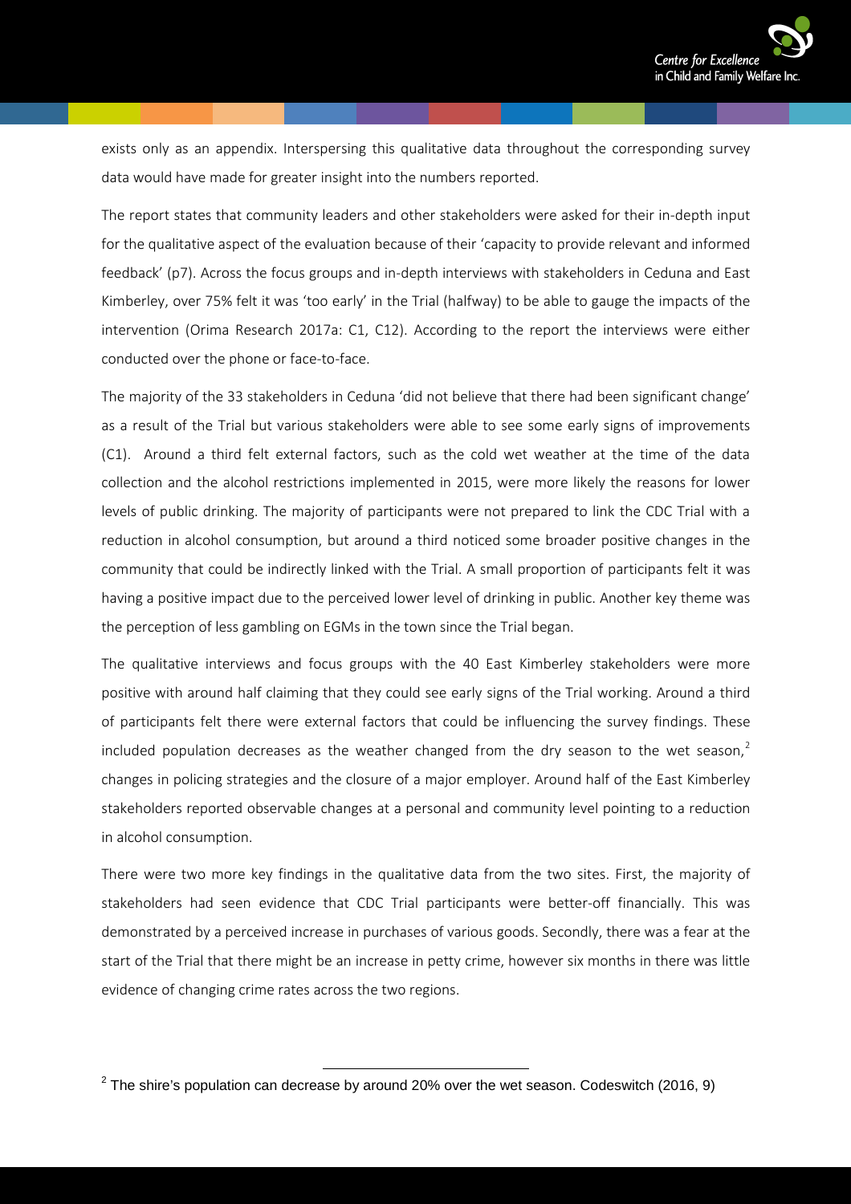exists only as an appendix. Interspersing this qualitative data throughout the corresponding survey data would have made for greater insight into the numbers reported.

The report states that community leaders and other stakeholders were asked for their in-depth input for the qualitative aspect of the evaluation because of their 'capacity to provide relevant and informed feedback' (p7). Across the focus groups and in-depth interviews with stakeholders in Ceduna and East Kimberley, over 75% felt it was 'too early' in the Trial (halfway) to be able to gauge the impacts of the intervention (Orima Research 2017a: C1, C12). According to the report the interviews were either conducted over the phone or face-to-face.

The majority of the 33 stakeholders in Ceduna 'did not believe that there had been significant change' as a result of the Trial but various stakeholders were able to see some early signs of improvements (C1). Around a third felt external factors, such as the cold wet weather at the time of the data collection and the alcohol restrictions implemented in 2015, were more likely the reasons for lower levels of public drinking. The majority of participants were not prepared to link the CDC Trial with a reduction in alcohol consumption, but around a third noticed some broader positive changes in the community that could be indirectly linked with the Trial. A small proportion of participants felt it was having a positive impact due to the perceived lower level of drinking in public. Another key theme was the perception of less gambling on EGMs in the town since the Trial began.

The qualitative interviews and focus groups with the 40 East Kimberley stakeholders were more positive with around half claiming that they could see early signs of the Trial working. Around a third of participants felt there were external factors that could be influencing the survey findings. These included population decreases as the weather changed from the dry season to the wet season,[2] changes in policing strategies and the closure of a major employer. Around half of the East Kimberley stakeholders reported observable changes at a personal and community level pointing to a reduction in alcohol consumption.

There were two more key findings in the qualitative data from the two sites. First, the majority of stakeholders had seen evidence that CDC Trial participants were better-off financially. This was demonstrated by a perceived increase in purchases of various goods. Secondly, there was a fear at the start of the Trial that there might be an increase in petty crime, however six months in there was little evidence of changing crime rates across the two regions.

---

[2] The shire's population can decrease by around 20% over the wet season. Codeswitch (2016, 9)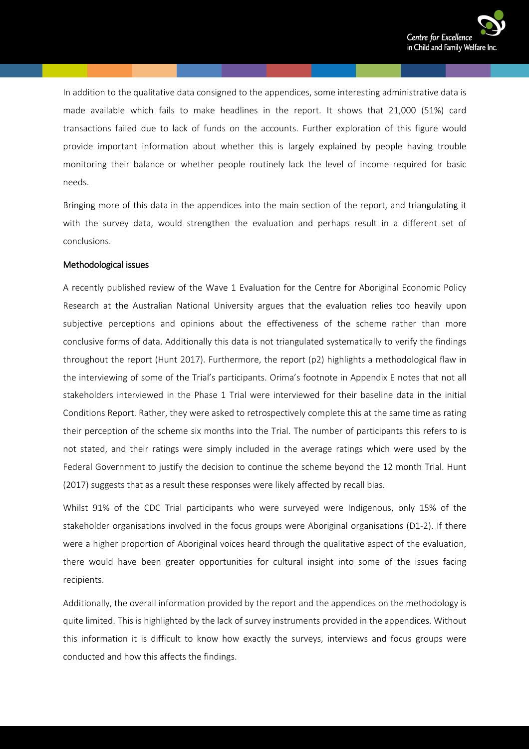In addition to the qualitative data consigned to the appendices, some interesting administrative data is made available which fails to make headlines in the report. It shows that 21,000 (51%) card transactions failed due to lack of funds on the accounts. Further exploration of this figure would provide important information about whether this is largely explained by people having trouble monitoring their balance or whether people routinely lack the level of income required for basic needs.

Bringing more of this data in the appendices into the main section of the report, and triangulating it with the survey data, would strengthen the evaluation and perhaps result in a different set of conclusions.

## Methodological issues

A recently published review of the Wave 1 Evaluation for the Centre for Aboriginal Economic Policy Research at the Australian National University argues that the evaluation relies too heavily upon subjective perceptions and opinions about the effectiveness of the scheme rather than more conclusive forms of data. Additionally this data is not triangulated systematically to verify the findings throughout the report (Hunt 2017). Furthermore, the report (p2) highlights a methodological flaw in the interviewing of some of the Trial's participants. Orima's footnote in Appendix E notes that not all stakeholders interviewed in the Phase 1 Trial were interviewed for their baseline data in the initial Conditions Report. Rather, they were asked to retrospectively complete this at the same time as rating their perception of the scheme six months into the Trial. The number of participants this refers to is not stated, and their ratings were simply included in the average ratings which were used by the Federal Government to justify the decision to continue the scheme beyond the 12 month Trial. Hunt (2017) suggests that as a result these responses were likely affected by recall bias.

Whilst 91% of the CDC Trial participants who were surveyed were Indigenous, only 15% of the stakeholder organisations involved in the focus groups were Aboriginal organisations (D1-2). If there were a higher proportion of Aboriginal voices heard through the qualitative aspect of the evaluation, there would have been greater opportunities for cultural insight into some of the issues facing recipients.

Additionally, the overall information provided by the report and the appendices on the methodology is quite limited. This is highlighted by the lack of survey instruments provided in the appendices. Without this information it is difficult to know how exactly the surveys, interviews and focus groups were conducted and how this affects the findings.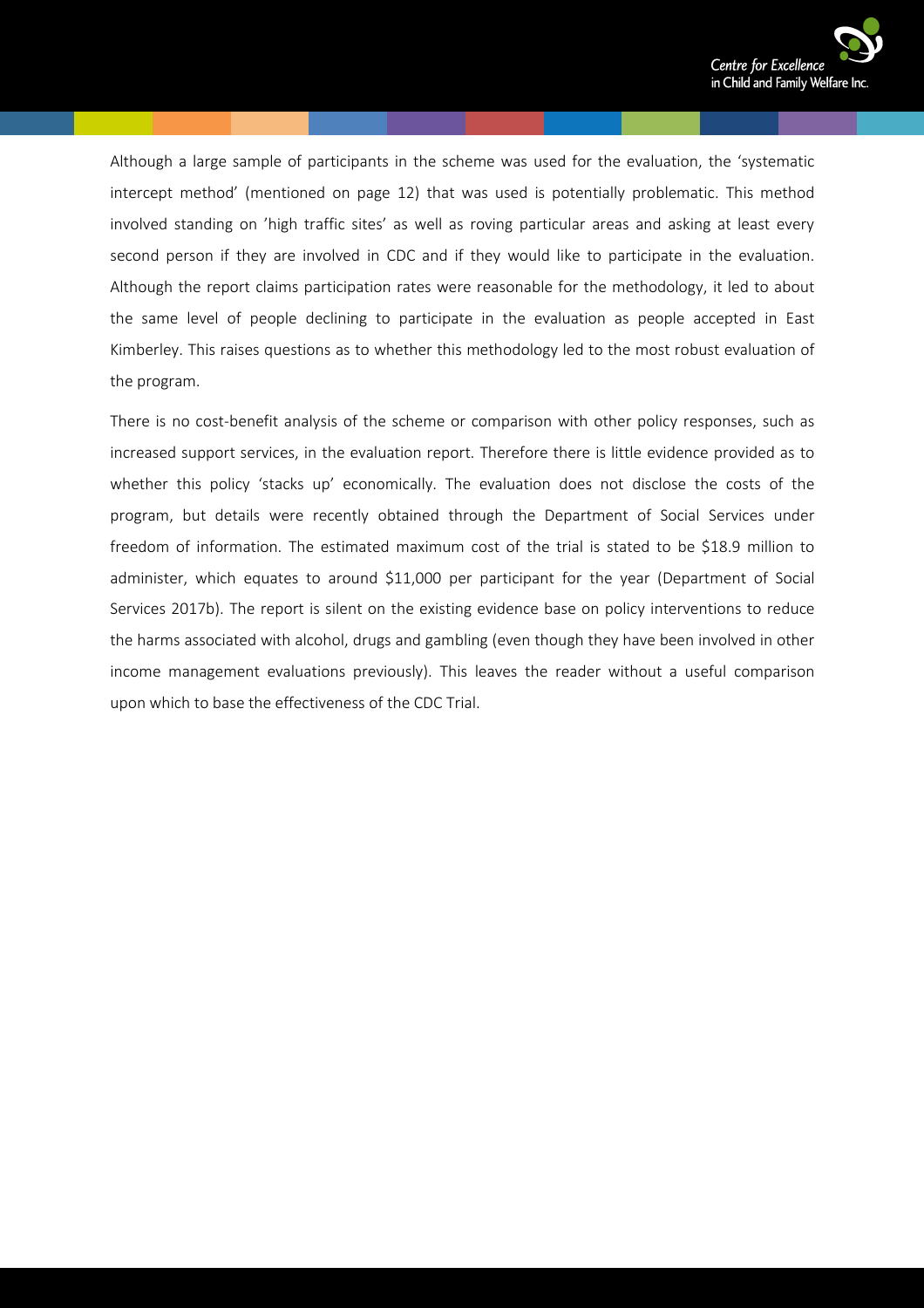Although a large sample of participants in the scheme was used for the evaluation, the 'systematic intercept method' (mentioned on page 12) that was used is potentially problematic. This method involved standing on 'high traffic sites' as well as roving particular areas and asking at least every second person if they are involved in CDC and if they would like to participate in the evaluation. Although the report claims participation rates were reasonable for the methodology, it led to about the same level of people declining to participate in the evaluation as people accepted in East Kimberley. This raises questions as to whether this methodology led to the most robust evaluation of the program.

There is no cost-benefit analysis of the scheme or comparison with other policy responses, such as increased support services, in the evaluation report. Therefore there is little evidence provided as to whether this policy 'stacks up' economically. The evaluation does not disclose the costs of the program, but details were recently obtained through the Department of Social Services under freedom of information. The estimated maximum cost of the trial is stated to be $18.9 million to administer, which equates to around $11,000 per participant for the year (Department of Social Services 2017b). The report is silent on the existing evidence base on policy interventions to reduce the harms associated with alcohol, drugs and gambling (even though they have been involved in other income management evaluations previously). This leaves the reader without a useful comparison upon which to base the effectiveness of the CDC Trial.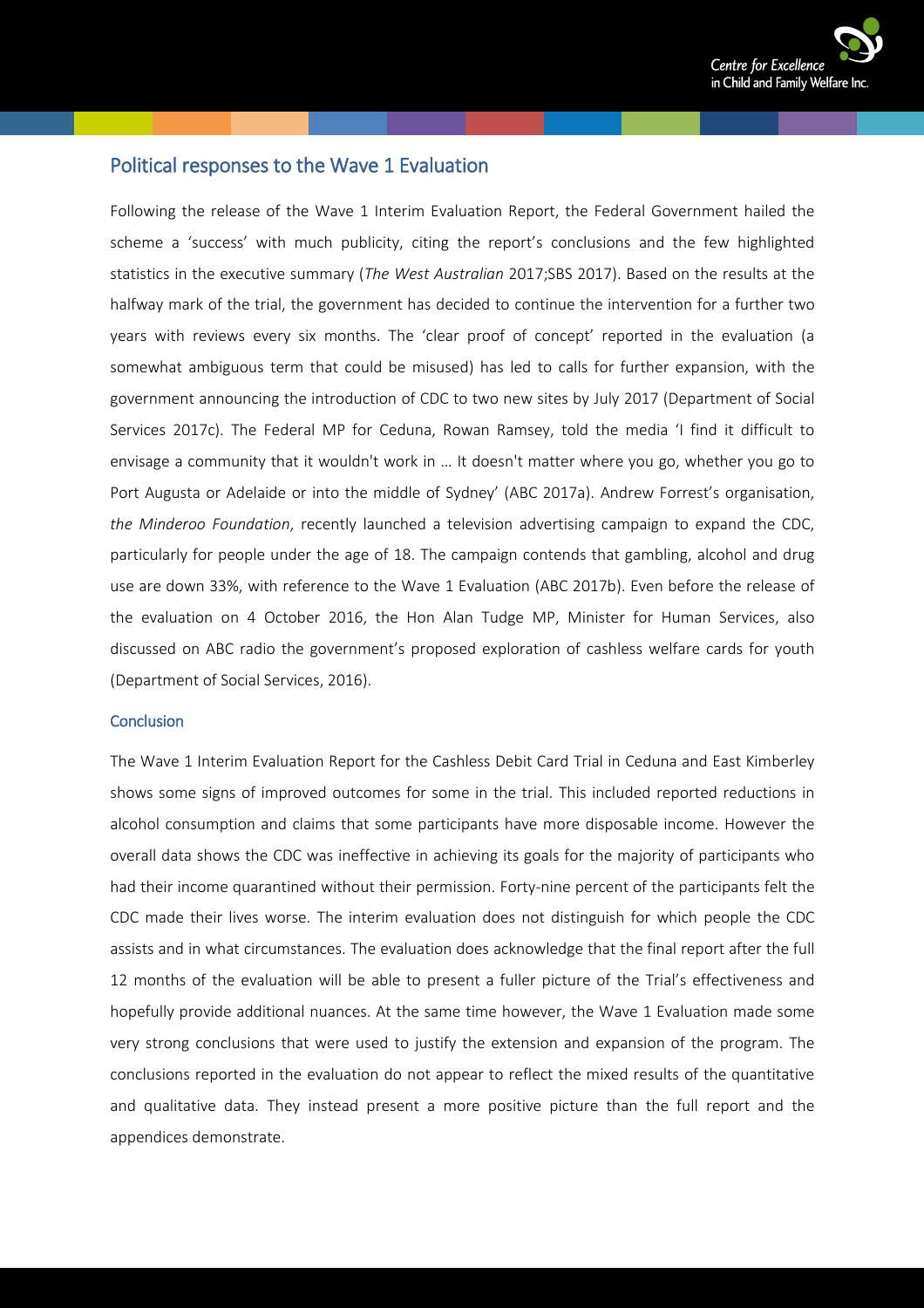## Political responses to the Wave 1 Evaluation

Following the release of the Wave 1 Interim Evaluation Report, the Federal Government hailed the scheme a 'success' with much publicity, citing the report's conclusions and the few highlighted statistics in the executive summary (*The West Australian* 2017;SBS 2017). Based on the results at the halfway mark of the trial, the government has decided to continue the intervention for a further two years with reviews every six months. The 'clear proof of concept' reported in the evaluation (a somewhat ambiguous term that could be misused) has led to calls for further expansion, with the government announcing the introduction of CDC to two new sites by July 2017 (Department of Social Services 2017c). The Federal MP for Ceduna, Rowan Ramsey, told the media 'I find it difficult to envisage a community that it wouldn't work in … It doesn't matter where you go, whether you go to Port Augusta or Adelaide or into the middle of Sydney' (ABC 2017a). Andrew Forrest's organisation, *the Minderoo Foundation*, recently launched a television advertising campaign to expand the CDC, particularly for people under the age of 18. The campaign contends that gambling, alcohol and drug use are down 33%, with reference to the Wave 1 Evaluation (ABC 2017b). Even before the release of the evaluation on 4 October 2016, the Hon Alan Tudge MP, Minister for Human Services, also discussed on ABC radio the government's proposed exploration of cashless welfare cards for youth (Department of Social Services, 2016).

### Conclusion

The Wave 1 Interim Evaluation Report for the Cashless Debit Card Trial in Ceduna and East Kimberley shows some signs of improved outcomes for some in the trial. This included reported reductions in alcohol consumption and claims that some participants have more disposable income. However the overall data shows the CDC was ineffective in achieving its goals for the majority of participants who had their income quarantined without their permission. Forty-nine percent of the participants felt the CDC made their lives worse. The interim evaluation does not distinguish for which people the CDC assists and in what circumstances. The evaluation does acknowledge that the final report after the full 12 months of the evaluation will be able to present a fuller picture of the Trial's effectiveness and hopefully provide additional nuances. At the same time however, the Wave 1 Evaluation made some very strong conclusions that were used to justify the extension and expansion of the program. The conclusions reported in the evaluation do not appear to reflect the mixed results of the quantitative and qualitative data. They instead present a more positive picture than the full report and the appendices demonstrate.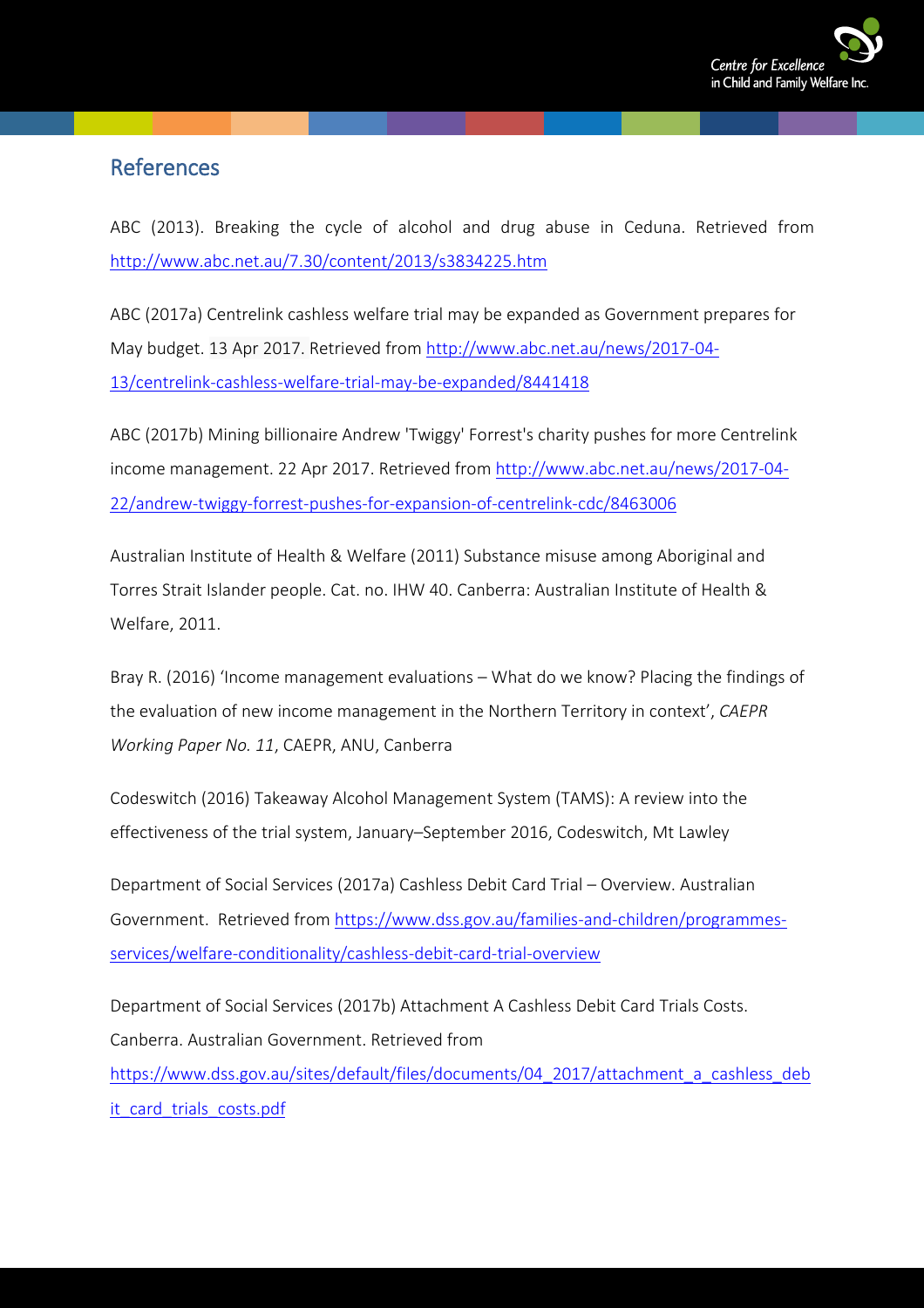## References

ABC (2013). Breaking the cycle of alcohol and drug abuse in Ceduna. Retrieved from http://www.abc.net.au/7.30/content/2013/s3834225.htm

ABC (2017a) Centrelink cashless welfare trial may be expanded as Government prepares for May budget. 13 Apr 2017. Retrieved from http://www.abc.net.au/news/2017-04-13/centrelink-cashless-welfare-trial-may-be-expanded/8441418

ABC (2017b) Mining billionaire Andrew 'Twiggy' Forrest's charity pushes for more Centrelink income management. 22 Apr 2017. Retrieved from http://www.abc.net.au/news/2017-04-22/andrew-twiggy-forrest-pushes-for-expansion-of-centrelink-cdc/8463006

Australian Institute of Health & Welfare (2011) Substance misuse among Aboriginal and Torres Strait Islander people. Cat. no. IHW 40. Canberra: Australian Institute of Health & Welfare, 2011.

Bray R. (2016) 'Income management evaluations – What do we know? Placing the findings of the evaluation of new income management in the Northern Territory in context', *CAEPR Working Paper No. 11*, CAEPR, ANU, Canberra

Codeswitch (2016) Takeaway Alcohol Management System (TAMS): A review into the effectiveness of the trial system, January–September 2016, Codeswitch, Mt Lawley

Department of Social Services (2017a) Cashless Debit Card Trial – Overview. Australian Government. Retrieved from https://www.dss.gov.au/families-and-children/programmes-services/welfare-conditionality/cashless-debit-card-trial-overview

Department of Social Services (2017b) Attachment A Cashless Debit Card Trials Costs. Canberra. Australian Government. Retrieved from https://www.dss.gov.au/sites/default/files/documents/04_2017/attachment_a_cashless_debit_card_trials_costs.pdf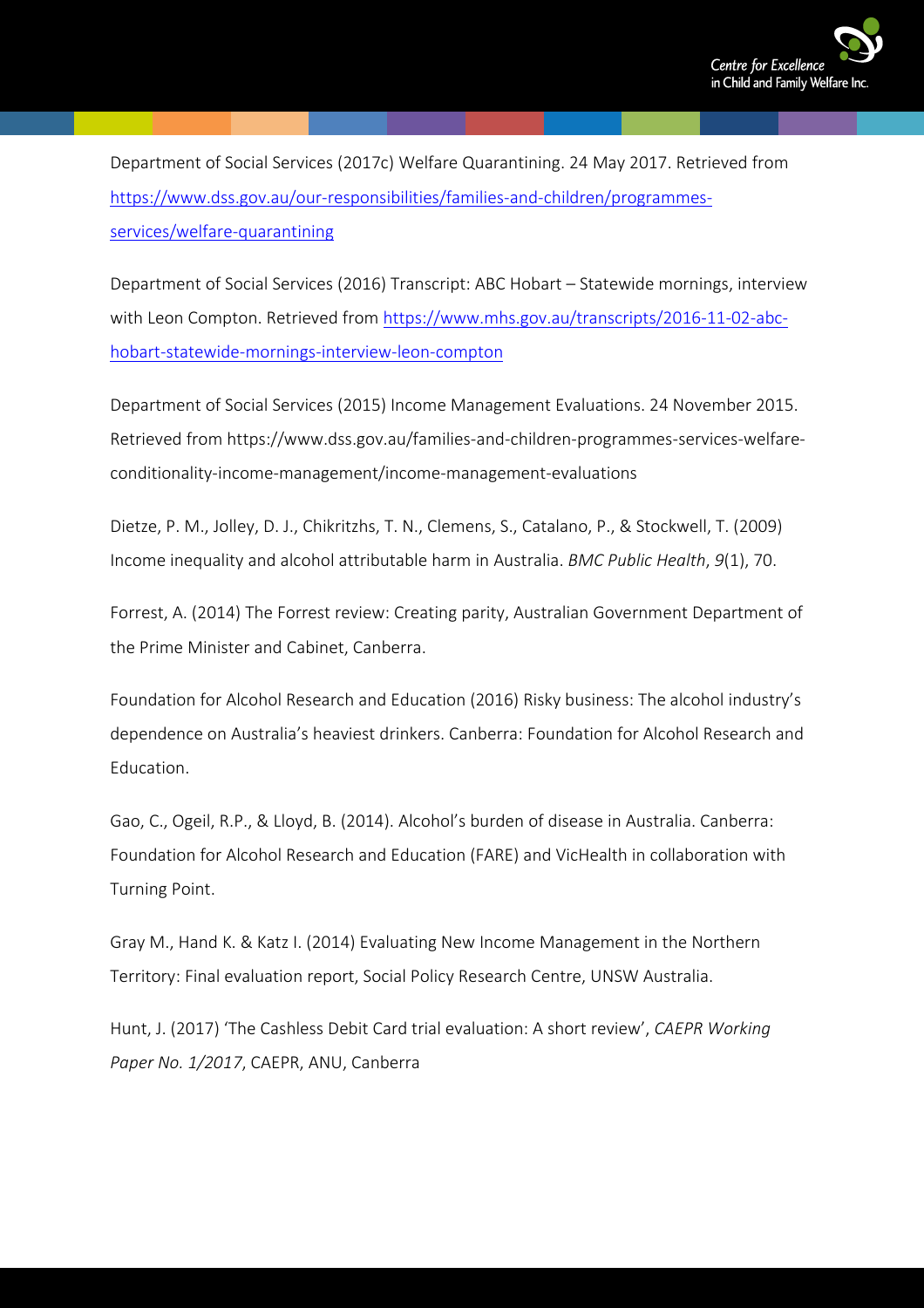Department of Social Services (2017c) Welfare Quarantining. 24 May 2017. Retrieved from [https://www.dss.gov.au/our-responsibilities/families-and-children/programmes-services/welfare-quarantining](https://www.dss.gov.au/our-responsibilities/families-and-children/programmes-services/welfare-quarantining)

Department of Social Services (2016) Transcript: ABC Hobart – Statewide mornings, interview with Leon Compton. Retrieved from [https://www.mhs.gov.au/transcripts/2016-11-02-abc-hobart-statewide-mornings-interview-leon-compton](https://www.mhs.gov.au/transcripts/2016-11-02-abc-hobart-statewide-mornings-interview-leon-compton)

Department of Social Services (2015) Income Management Evaluations. 24 November 2015. Retrieved from https://www.dss.gov.au/families-and-children-programmes-services-welfare-conditionality-income-management/income-management-evaluations

Dietze, P. M., Jolley, D. J., Chikritzhs, T. N., Clemens, S., Catalano, P., & Stockwell, T. (2009) Income inequality and alcohol attributable harm in Australia. *BMC Public Health*, *9*(1), 70.

Forrest, A. (2014) The Forrest review: Creating parity, Australian Government Department of the Prime Minister and Cabinet, Canberra.

Foundation for Alcohol Research and Education (2016) Risky business: The alcohol industry's dependence on Australia's heaviest drinkers. Canberra: Foundation for Alcohol Research and Education.

Gao, C., Ogeil, R.P., & Lloyd, B. (2014). Alcohol's burden of disease in Australia. Canberra: Foundation for Alcohol Research and Education (FARE) and VicHealth in collaboration with Turning Point.

Gray M., Hand K. & Katz I. (2014) Evaluating New Income Management in the Northern Territory: Final evaluation report, Social Policy Research Centre, UNSW Australia.

Hunt, J. (2017) 'The Cashless Debit Card trial evaluation: A short review', *CAEPR Working Paper No. 1/2017*, CAEPR, ANU, Canberra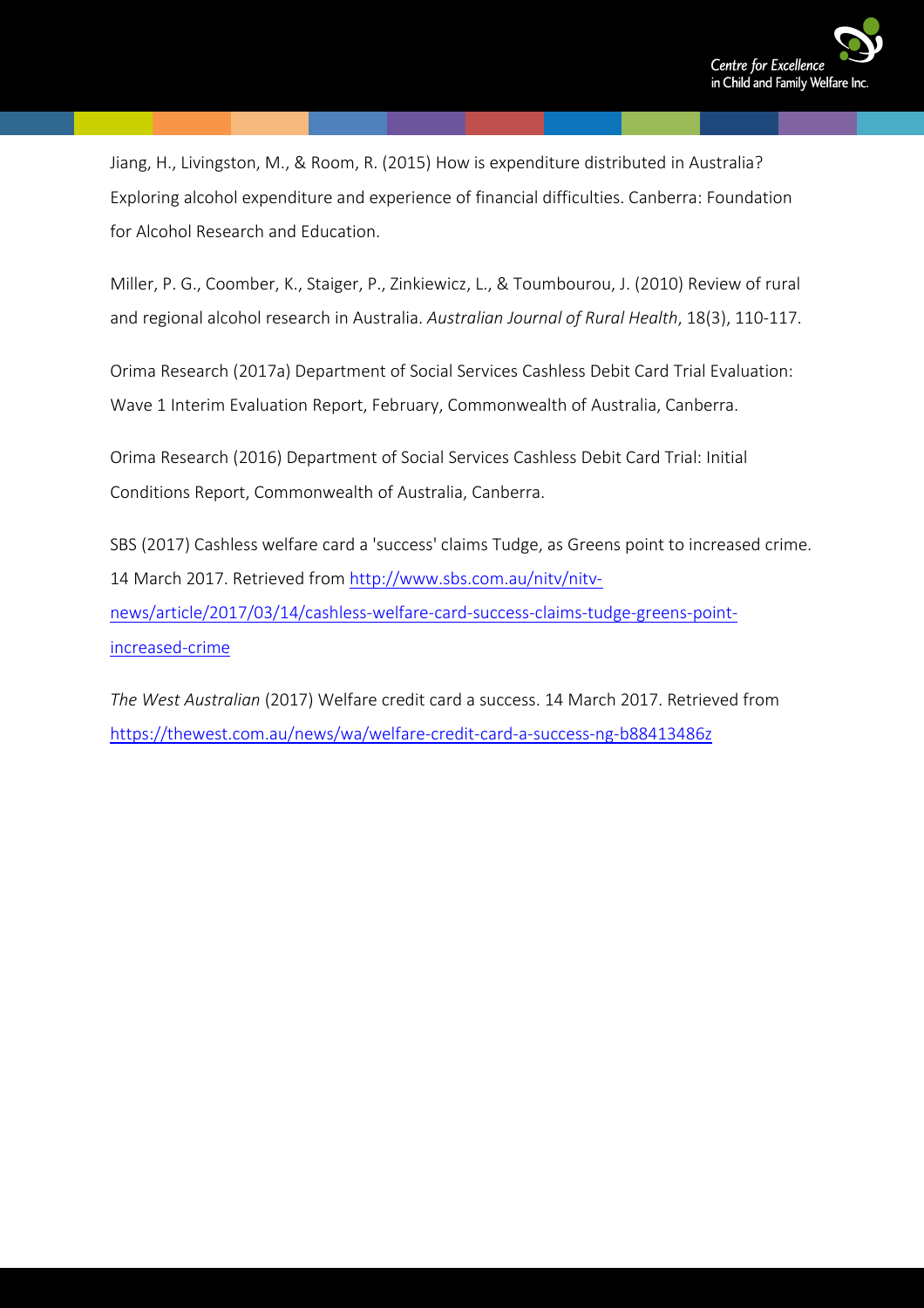Jiang, H., Livingston, M., & Room, R. (2015) How is expenditure distributed in Australia? Exploring alcohol expenditure and experience of financial difficulties. Canberra: Foundation for Alcohol Research and Education.

Miller, P. G., Coomber, K., Staiger, P., Zinkiewicz, L., & Toumbourou, J. (2010) Review of rural and regional alcohol research in Australia. *Australian Journal of Rural Health*, 18(3), 110-117.

Orima Research (2017a) Department of Social Services Cashless Debit Card Trial Evaluation: Wave 1 Interim Evaluation Report, February, Commonwealth of Australia, Canberra.

Orima Research (2016) Department of Social Services Cashless Debit Card Trial: Initial Conditions Report, Commonwealth of Australia, Canberra.

SBS (2017) Cashless welfare card a 'success' claims Tudge, as Greens point to increased crime. 14 March 2017. Retrieved from http://www.sbs.com.au/nitv/nitv-news/article/2017/03/14/cashless-welfare-card-success-claims-tudge-greens-point-increased-crime

*The West Australian* (2017) Welfare credit card a success. 14 March 2017. Retrieved from https://thewest.com.au/news/wa/welfare-credit-card-a-success-ng-b88413486z